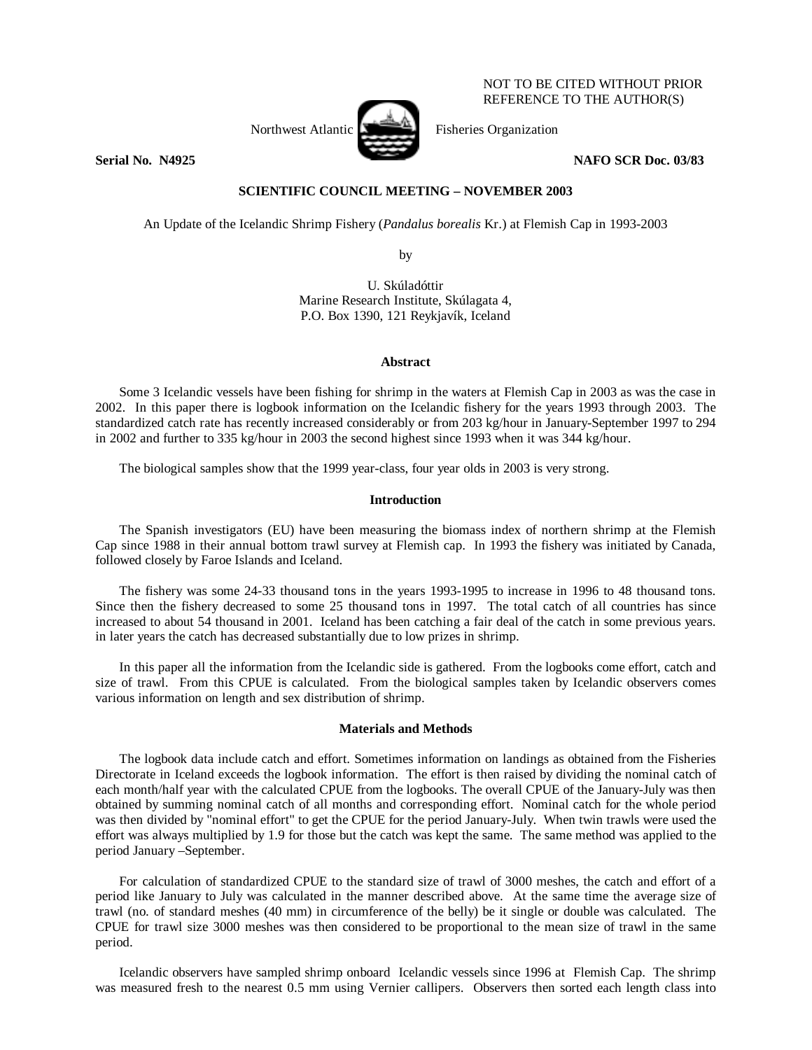NOT TO BE CITED WITHOUT PRIOR REFERENCE TO THE AUTHOR(S)

Northwest Atlantic Fisheries Organization

**Serial No. N4925** **NAFO SCR Doc. 03/83**

**SCIENTIFIC COUNCIL MEETING – NOVEMBER 2003**

An Update of the Icelandic Shrimp Fishery (*Pandalus borealis* Kr.) at Flemish Cap in 1993-2003

by

U. Skúladóttir
Marine Research Institute, Skúlagata 4,
P.O. Box 1390, 121 Reykjavík, Iceland

## Abstract

Some 3 Icelandic vessels have been fishing for shrimp in the waters at Flemish Cap in 2003 as was the case in 2002. In this paper there is logbook information on the Icelandic fishery for the years 1993 through 2003. The standardized catch rate has recently increased considerably or from 203 kg/hour in January-September 1997 to 294 in 2002 and further to 335 kg/hour in 2003 the second highest since 1993 when it was 344 kg/hour.

The biological samples show that the 1999 year-class, four year olds in 2003 is very strong.

## Introduction

The Spanish investigators (EU) have been measuring the biomass index of northern shrimp at the Flemish Cap since 1988 in their annual bottom trawl survey at Flemish cap. In 1993 the fishery was initiated by Canada, followed closely by Faroe Islands and Iceland.

The fishery was some 24-33 thousand tons in the years 1993-1995 to increase in 1996 to 48 thousand tons. Since then the fishery decreased to some 25 thousand tons in 1997. The total catch of all countries has since increased to about 54 thousand in 2001. Iceland has been catching a fair deal of the catch in some previous years. in later years the catch has decreased substantially due to low prizes in shrimp.

In this paper all the information from the Icelandic side is gathered. From the logbooks come effort, catch and size of trawl. From this CPUE is calculated. From the biological samples taken by Icelandic observers comes various information on length and sex distribution of shrimp.

## Materials and Methods

The logbook data include catch and effort. Sometimes information on landings as obtained from the Fisheries Directorate in Iceland exceeds the logbook information. The effort is then raised by dividing the nominal catch of each month/half year with the calculated CPUE from the logbooks. The overall CPUE of the January-July was then obtained by summing nominal catch of all months and corresponding effort. Nominal catch for the whole period was then divided by "nominal effort" to get the CPUE for the period January-July. When twin trawls were used the effort was always multiplied by 1.9 for those but the catch was kept the same. The same method was applied to the period January –September.

For calculation of standardized CPUE to the standard size of trawl of 3000 meshes, the catch and effort of a period like January to July was calculated in the manner described above. At the same time the average size of trawl (no. of standard meshes (40 mm) in circumference of the belly) be it single or double was calculated. The CPUE for trawl size 3000 meshes was then considered to be proportional to the mean size of trawl in the same period.

Icelandic observers have sampled shrimp onboard Icelandic vessels since 1996 at Flemish Cap. The shrimp was measured fresh to the nearest 0.5 mm using Vernier callipers. Observers then sorted each length class into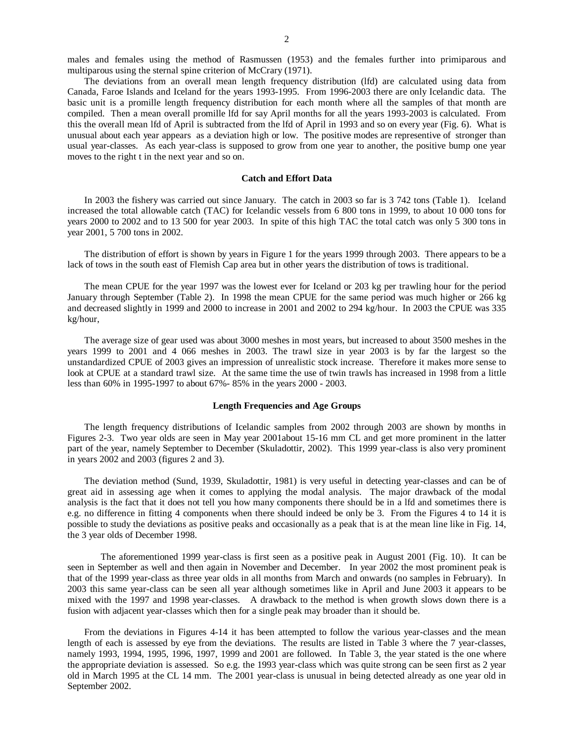males and females using the method of Rasmussen (1953) and the females further into primiparous and multiparous using the sternal spine criterion of McCrary (1971).

The deviations from an overall mean length frequency distribution (lfd) are calculated using data from Canada, Faroe Islands and Iceland for the years 1993-1995. From 1996-2003 there are only Icelandic data. The basic unit is a promille length frequency distribution for each month where all the samples of that month are compiled. Then a mean overall promille lfd for say April months for all the years 1993-2003 is calculated. From this the overall mean lfd of April is subtracted from the lfd of April in 1993 and so on every year (Fig. 6). What is unusual about each year appears as a deviation high or low. The positive modes are representive of stronger than usual year-classes. As each year-class is supposed to grow from one year to another, the positive bump one year moves to the right t in the next year and so on.

### Catch and Effort Data

In 2003 the fishery was carried out since January. The catch in 2003 so far is 3 742 tons (Table 1). Iceland increased the total allowable catch (TAC) for Icelandic vessels from 6 800 tons in 1999, to about 10 000 tons for years 2000 to 2002 and to 13 500 for year 2003. In spite of this high TAC the total catch was only 5 300 tons in year 2001, 5 700 tons in 2002.

The distribution of effort is shown by years in Figure 1 for the years 1999 through 2003. There appears to be a lack of tows in the south east of Flemish Cap area but in other years the distribution of tows is traditional.

The mean CPUE for the year 1997 was the lowest ever for Iceland or 203 kg per trawling hour for the period January through September (Table 2). In 1998 the mean CPUE for the same period was much higher or 266 kg and decreased slightly in 1999 and 2000 to increase in 2001 and 2002 to 294 kg/hour. In 2003 the CPUE was 335 kg/hour,

The average size of gear used was about 3000 meshes in most years, but increased to about 3500 meshes in the years 1999 to 2001 and 4 066 meshes in 2003. The trawl size in year 2003 is by far the largest so the unstandardized CPUE of 2003 gives an impression of unrealistic stock increase. Therefore it makes more sense to look at CPUE at a standard trawl size. At the same time the use of twin trawls has increased in 1998 from a little less than 60% in 1995-1997 to about 67%- 85% in the years 2000 - 2003.

### Length Frequencies and Age Groups

The length frequency distributions of Icelandic samples from 2002 through 2003 are shown by months in Figures 2-3. Two year olds are seen in May year 2001about 15-16 mm CL and get more prominent in the latter part of the year, namely September to December (Skuladottir, 2002). This 1999 year-class is also very prominent in years 2002 and 2003 (figures 2 and 3).

The deviation method (Sund, 1939, Skuladottir, 1981) is very useful in detecting year-classes and can be of great aid in assessing age when it comes to applying the modal analysis. The major drawback of the modal analysis is the fact that it does not tell you how many components there should be in a lfd and sometimes there is e.g. no difference in fitting 4 components when there should indeed be only be 3. From the Figures 4 to 14 it is possible to study the deviations as positive peaks and occasionally as a peak that is at the mean line like in Fig. 14, the 3 year olds of December 1998.

The aforementioned 1999 year-class is first seen as a positive peak in August 2001 (Fig. 10). It can be seen in September as well and then again in November and December. In year 2002 the most prominent peak is that of the 1999 year-class as three year olds in all months from March and onwards (no samples in February). In 2003 this same year-class can be seen all year although sometimes like in April and June 2003 it appears to be mixed with the 1997 and 1998 year-classes. A drawback to the method is when growth slows down there is a fusion with adjacent year-classes which then for a single peak may broader than it should be.

From the deviations in Figures 4-14 it has been attempted to follow the various year-classes and the mean length of each is assessed by eye from the deviations. The results are listed in Table 3 where the 7 year-classes, namely 1993, 1994, 1995, 1996, 1997, 1999 and 2001 are followed. In Table 3, the year stated is the one where the appropriate deviation is assessed. So e.g. the 1993 year-class which was quite strong can be seen first as 2 year old in March 1995 at the CL 14 mm. The 2001 year-class is unusual in being detected already as one year old in September 2002.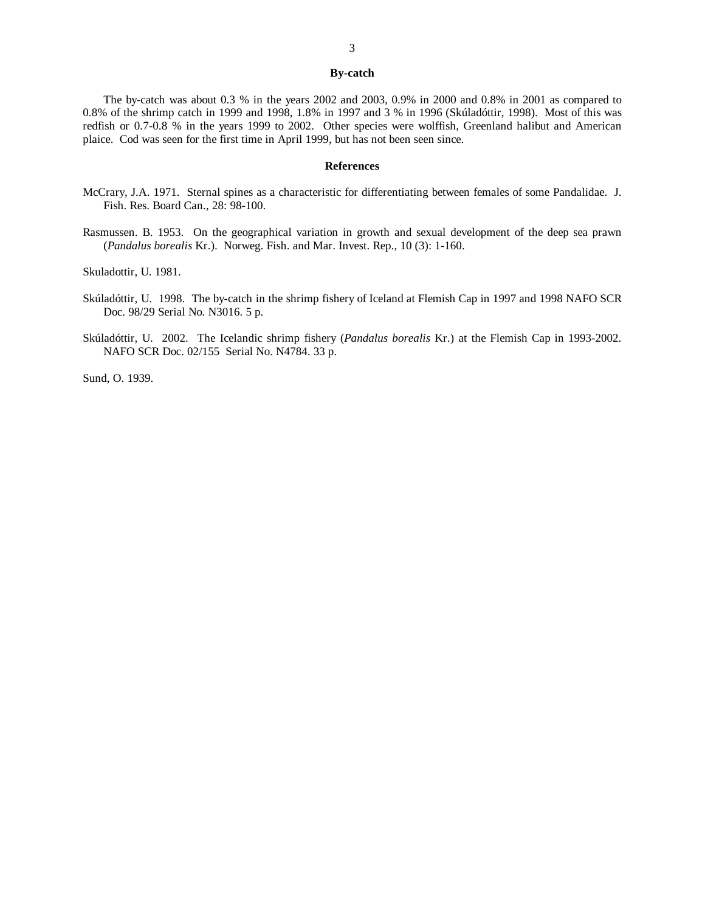## By-catch

The by-catch was about 0.3 % in the years 2002 and 2003, 0.9% in 2000 and 0.8% in 2001 as compared to 0.8% of the shrimp catch in 1999 and 1998, 1.8% in 1997 and 3 % in 1996 (Skúladóttir, 1998). Most of this was redfish or 0.7-0.8 % in the years 1999 to 2002. Other species were wolffish, Greenland halibut and American plaice. Cod was seen for the first time in April 1999, but has not been seen since.

## References

McCrary, J.A. 1971. Sternal spines as a characteristic for differentiating between females of some Pandalidae. J. Fish. Res. Board Can., 28: 98-100.

Rasmussen. B. 1953. On the geographical variation in growth and sexual development of the deep sea prawn (*Pandalus borealis* Kr.). Norweg. Fish. and Mar. Invest. Rep., 10 (3): 1-160.

Skuladottir, U. 1981.

Skúladóttir, U. 1998. The by-catch in the shrimp fishery of Iceland at Flemish Cap in 1997 and 1998 NAFO SCR Doc. 98/29 Serial No. N3016. 5 p.

Skúladóttir, U. 2002. The Icelandic shrimp fishery (*Pandalus borealis* Kr.) at the Flemish Cap in 1993-2002. NAFO SCR Doc. 02/155 Serial No. N4784. 33 p.

Sund, O. 1939.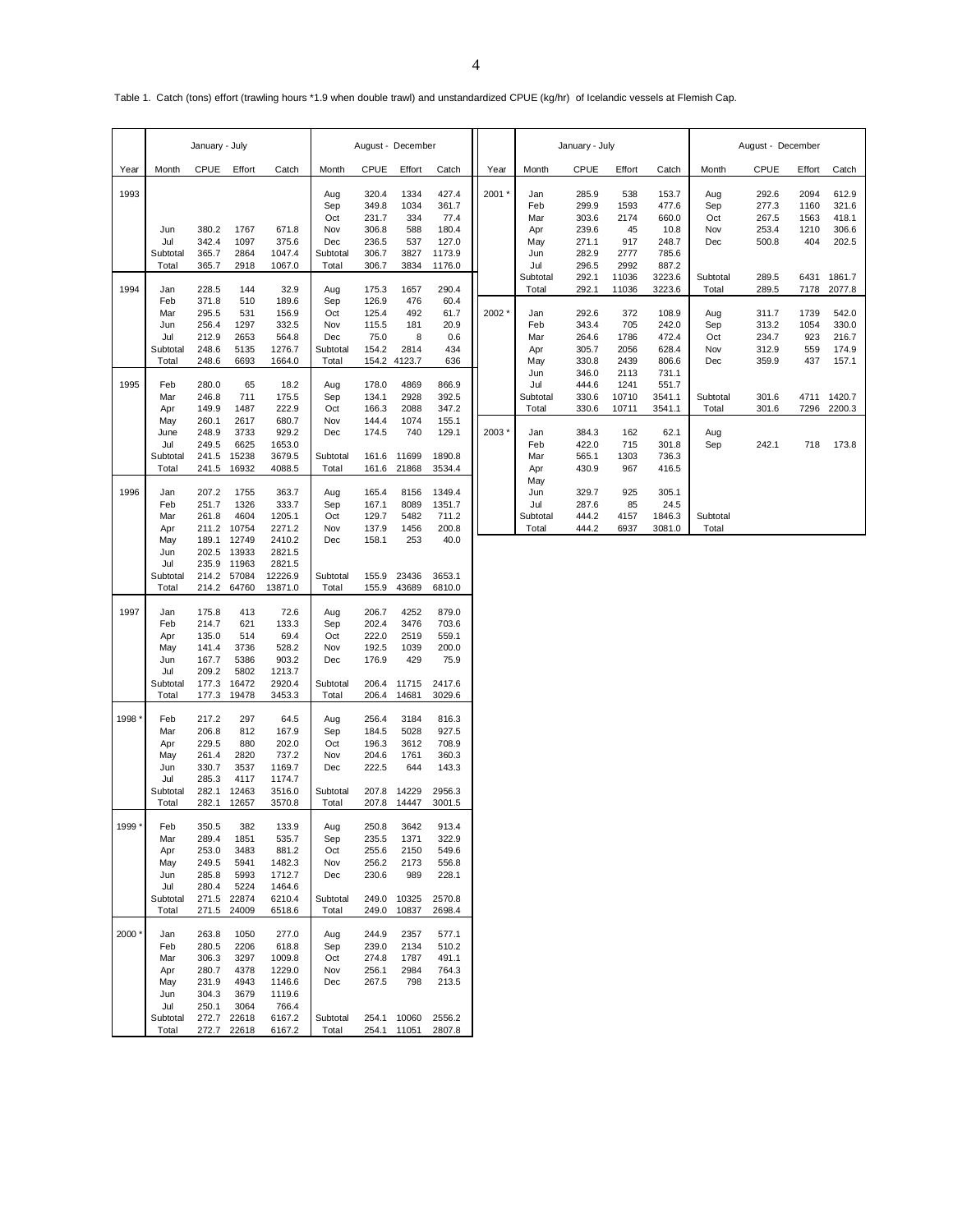Table 1. Catch (tons) effort (trawling hours *1.9 when double trawl) and unstandardized CPUE (kg/hr) of Icelandic vessels at Flemish Cap.

| Year | January - July | | | | August - December | | | |
|---|---|---|---|---|---|---|---|---|
| | Month | CPUE | Effort | Catch | Month | CPUE | Effort | Catch |
| 1993 | | | | | Aug | 320.4 | 1334 | 427.4 |
| | | | | | Sep | 349.8 | 1034 | 361.7 |
| | | | | | Oct | 231.7 | 334 | 77.4 |
| | Jun | 380.2 | 1767 | 671.8 | Nov | 306.8 | 588 | 180.4 |
| | Jul | 342.4 | 1097 | 375.6 | Dec | 236.5 | 537 | 127.0 |
| | Subtotal | 365.7 | 2864 | 1047.4 | Subtotal | 306.7 | 3827 | 1173.9 |
| | Total | 365.7 | 2918 | 1067.0 | Total | 306.7 | 3834 | 1176.0 |
| 1994 | Jan | 228.5 | 144 | 32.9 | Aug | 175.3 | 1657 | 290.4 |
| | Feb | 371.8 | 510 | 189.6 | Sep | 126.9 | 476 | 60.4 |
| | Mar | 295.5 | 531 | 156.9 | Oct | 125.4 | 492 | 61.7 |
| | Jun | 256.4 | 1297 | 332.5 | Nov | 115.5 | 181 | 20.9 |
| | Jul | 212.9 | 2653 | 564.8 | Dec | 75.0 | 8 | 0.6 |
| | Subtotal | 248.6 | 5135 | 1276.7 | Subtotal | 154.2 | 2814 | 434 |
| | Total | 248.6 | 6693 | 1664.0 | Total | 154.2 | 4123.7 | 636 |
| 1995 | Feb | 280.0 | 65 | 18.2 | Aug | 178.0 | 4869 | 866.9 |
| | Mar | 246.8 | 711 | 175.5 | Sep | 134.1 | 2928 | 392.5 |
| | Apr | 149.9 | 1487 | 222.9 | Oct | 166.3 | 2088 | 347.2 |
| | May | 260.1 | 2617 | 680.7 | Nov | 144.4 | 1074 | 155.1 |
| | June | 248.9 | 3733 | 929.2 | Dec | 174.5 | 740 | 129.1 |
| | Jul | 249.5 | 6625 | 1653.0 | | | | |
| | Subtotal | 241.5 | 15238 | 3679.5 | Subtotal | 161.6 | 11699 | 1890.8 |
| | Total | 241.5 | 16932 | 4088.5 | Total | 161.6 | 21868 | 3534.4 |
| 1996 | Jan | 207.2 | 1755 | 363.7 | Aug | 165.4 | 8156 | 1349.4 |
| | Feb | 251.7 | 1326 | 333.7 | Sep | 167.1 | 8089 | 1351.7 |
| | Mar | 261.8 | 4604 | 1205.1 | Oct | 129.7 | 5482 | 711.2 |
| | Apr | 211.2 | 10754 | 2271.2 | Nov | 137.9 | 1456 | 200.8 |
| | May | 189.1 | 12749 | 2410.2 | Dec | 158.1 | 253 | 40.0 |
| | Jun | 202.5 | 13933 | 2821.5 | | | | |
| | Jul | 235.9 | 11963 | 2821.5 | | | | |
| | Subtotal | 214.2 | 57084 | 12226.9 | Subtotal | 155.9 | 23436 | 3653.1 |
| | Total | 214.2 | 64760 | 13871.0 | Total | 155.9 | 43689 | 6810.0 |
| 1997 | Jan | 175.8 | 413 | 72.6 | Aug | 206.7 | 4252 | 879.0 |
| | Feb | 214.7 | 621 | 133.3 | Sep | 202.4 | 3476 | 703.6 |
| | Apr | 135.0 | 514 | 69.4 | Oct | 222.0 | 2519 | 559.1 |
| | May | 141.4 | 3736 | 528.2 | Nov | 192.5 | 1039 | 200.0 |
| | Jun | 167.7 | 5386 | 903.2 | Dec | 176.9 | 429 | 75.9 |
| | Jul | 209.2 | 5802 | 1213.7 | | | | |
| | Subtotal | 177.3 | 16472 | 2920.4 | Subtotal | 206.4 | 11715 | 2417.6 |
| | Total | 177.3 | 19478 | 3453.3 | Total | 206.4 | 14681 | 3029.6 |
| 1998 * | Feb | 217.2 | 297 | 64.5 | Aug | 256.4 | 3184 | 816.3 |
| | Mar | 206.8 | 812 | 167.9 | Sep | 184.5 | 5028 | 927.5 |
| | Apr | 229.5 | 880 | 202.0 | Oct | 196.3 | 3612 | 708.9 |
| | May | 261.4 | 2820 | 737.2 | Nov | 204.6 | 1761 | 360.3 |
| | Jun | 330.7 | 3537 | 1169.7 | Dec | 222.5 | 644 | 143.3 |
| | Jul | 285.3 | 4117 | 1174.7 | | | | |
| | Subtotal | 282.1 | 12463 | 3516.0 | Subtotal | 207.8 | 14229 | 2956.3 |
| | Total | 282.1 | 12657 | 3570.8 | Total | 207.8 | 14447 | 3001.5 |
| 1999 * | Feb | 350.5 | 382 | 133.9 | Aug | 250.8 | 3642 | 913.4 |
| | Mar | 289.4 | 1851 | 535.7 | Sep | 235.5 | 1371 | 322.9 |
| | Apr | 253.0 | 3483 | 881.2 | Oct | 255.6 | 2150 | 549.6 |
| | May | 249.5 | 5941 | 1482.3 | Nov | 256.2 | 2173 | 556.8 |
| | Jun | 285.8 | 5993 | 1712.7 | Dec | 230.6 | 989 | 228.1 |
| | Jul | 280.4 | 5224 | 1464.6 | | | | |
| | Subtotal | 271.5 | 22874 | 6210.4 | Subtotal | 249.0 | 10325 | 2570.8 |
| | Total | 271.5 | 24009 | 6518.6 | Total | 249.0 | 10837 | 2698.4 |
| 2000 * | Jan | 263.8 | 1050 | 277.0 | Aug | 244.9 | 2357 | 577.1 |
| | Feb | 280.5 | 2206 | 618.8 | Sep | 239.0 | 2134 | 510.2 |
| | Mar | 306.3 | 3297 | 1009.8 | Oct | 274.8 | 1787 | 491.1 |
| | Apr | 280.7 | 4378 | 1229.0 | Nov | 256.1 | 2984 | 764.3 |
| | May | 231.9 | 4943 | 1146.6 | Dec | 267.5 | 798 | 213.5 |
| | Jun | 304.3 | 3679 | 1119.6 | | | | |
| | Jul | 250.1 | 3064 | 766.4 | | | | |
| | Subtotal | 272.7 | 22618 | 6167.2 | Subtotal | 254.1 | 10060 | 2556.2 |
| | Total | 272.7 | 22618 | 6167.2 | Total | 254.1 | 11051 | 2807.8 |
| 2001 * | Jan | 285.9 | 538 | 153.7 | Aug | 292.6 | 2094 | 612.9 |
| | Feb | 299.9 | 1593 | 477.6 | Sep | 277.3 | 1160 | 321.6 |
| | Mar | 303.6 | 2174 | 660.0 | Oct | 267.5 | 1563 | 418.1 |
| | Apr | 239.6 | 45 | 10.8 | Nov | 253.4 | 1210 | 306.6 |
| | May | 271.1 | 917 | 248.7 | Dec | 500.8 | 404 | 202.5 |
| | Jun | 282.9 | 2777 | 785.6 | | | | |
| | Jul | 296.5 | 2992 | 887.2 | | | | |
| | Subtotal | 292.1 | 11036 | 3223.6 | Subtotal | 289.5 | 6431 | 1861.7 |
| | Total | 292.1 | 11036 | 3223.6 | Total | 289.5 | 7178 | 2077.8 |
| 2002 * | Jan | 292.6 | 372 | 108.9 | Aug | 311.7 | 1739 | 542.0 |
| | Feb | 343.4 | 705 | 242.0 | Sep | 313.2 | 1054 | 330.0 |
| | Mar | 264.6 | 1786 | 472.4 | Oct | 234.7 | 923 | 216.7 |
| | Apr | 305.7 | 2056 | 628.4 | Nov | 312.9 | 559 | 174.9 |
| | May | 330.8 | 2439 | 806.6 | Dec | 359.9 | 437 | 157.1 |
| | Jun | 346.0 | 2113 | 731.1 | | | | |
| | Jul | 444.6 | 1241 | 551.7 | | | | |
| | Subtotal | 330.6 | 10710 | 3541.1 | Subtotal | 301.6 | 4711 | 1420.7 |
| | Total | 330.6 | 10711 | 3541.1 | Total | 301.6 | 7296 | 2200.3 |
| 2003 * | Jan | 384.3 | 162 | 62.1 | Aug | | | |
| | Feb | 422.0 | 715 | 301.8 | Sep | 242.1 | 718 | 173.8 |
| | Mar | 565.1 | 1303 | 736.3 | | | | |
| | Apr | 430.9 | 967 | 416.5 | | | | |
| | May | | | | | | | |
| | Jun | 329.7 | 925 | 305.1 | | | | |
| | Jul | 287.6 | 85 | 24.5 | | | | |
| | Subtotal | 444.2 | 4157 | 1846.3 | Subtotal | | | |
| | Total | 444.2 | 6937 | 3081.0 | Total | | | |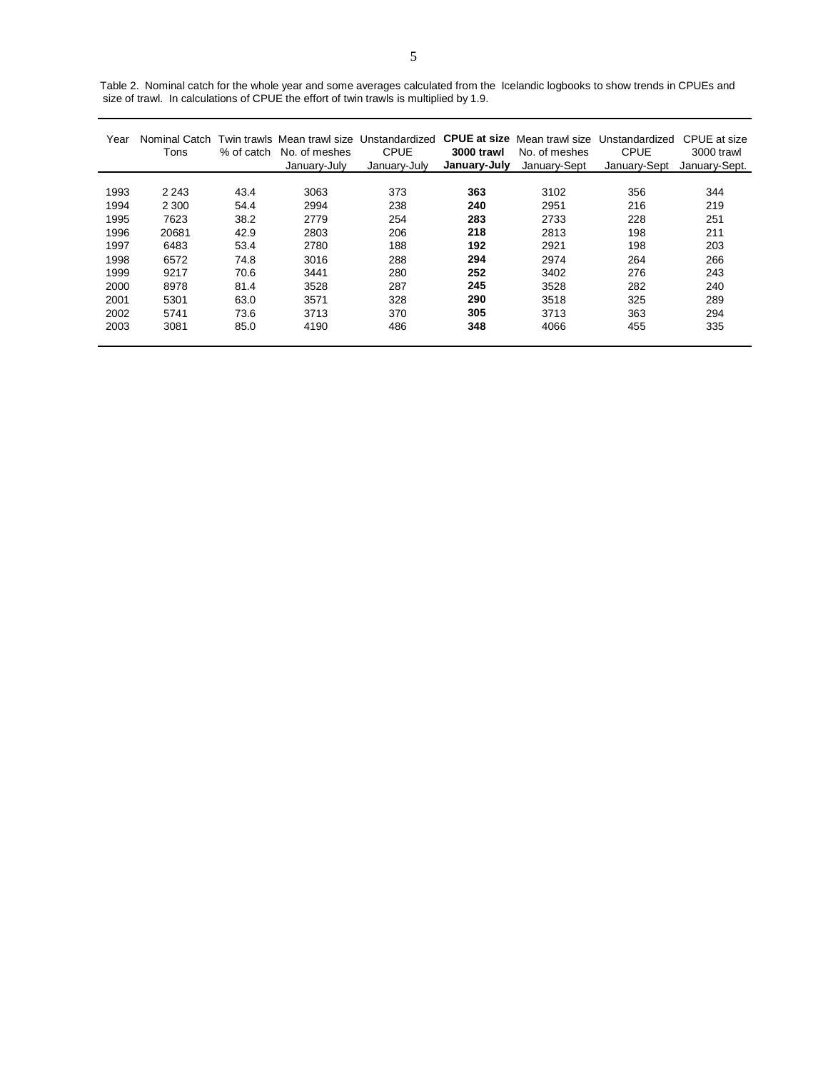Table 2. Nominal catch for the whole year and some averages calculated from the Icelandic logbooks to show trends in CPUEs and size of trawl. In calculations of CPUE the effort of twin trawls is multiplied by 1.9.

| Year | Nominal Catch Tons | Twin trawls % of catch | Mean trawl size No. of meshes January-July | Unstandardized CPUE January-July | **CPUE at size 3000 trawl January-July** | Mean trawl size No. of meshes January-Sept | Unstandardized CPUE January-Sept | CPUE at size 3000 trawl January-Sept. |
|---|---|---|---|---|---|---|---|---|
| 1993 | 2 243 | 43.4 | 3063 | 373 | **363** | 3102 | 356 | 344 |
| 1994 | 2 300 | 54.4 | 2994 | 238 | **240** | 2951 | 216 | 219 |
| 1995 | 7623 | 38.2 | 2779 | 254 | **283** | 2733 | 228 | 251 |
| 1996 | 20681 | 42.9 | 2803 | 206 | **218** | 2813 | 198 | 211 |
| 1997 | 6483 | 53.4 | 2780 | 188 | **192** | 2921 | 198 | 203 |
| 1998 | 6572 | 74.8 | 3016 | 288 | **294** | 2974 | 264 | 266 |
| 1999 | 9217 | 70.6 | 3441 | 280 | **252** | 3402 | 276 | 243 |
| 2000 | 8978 | 81.4 | 3528 | 287 | **245** | 3528 | 282 | 240 |
| 2001 | 5301 | 63.0 | 3571 | 328 | **290** | 3518 | 325 | 289 |
| 2002 | 5741 | 73.6 | 3713 | 370 | **305** | 3713 | 363 | 294 |
| 2003 | 3081 | 85.0 | 4190 | 486 | **348** | 4066 | 455 | 335 |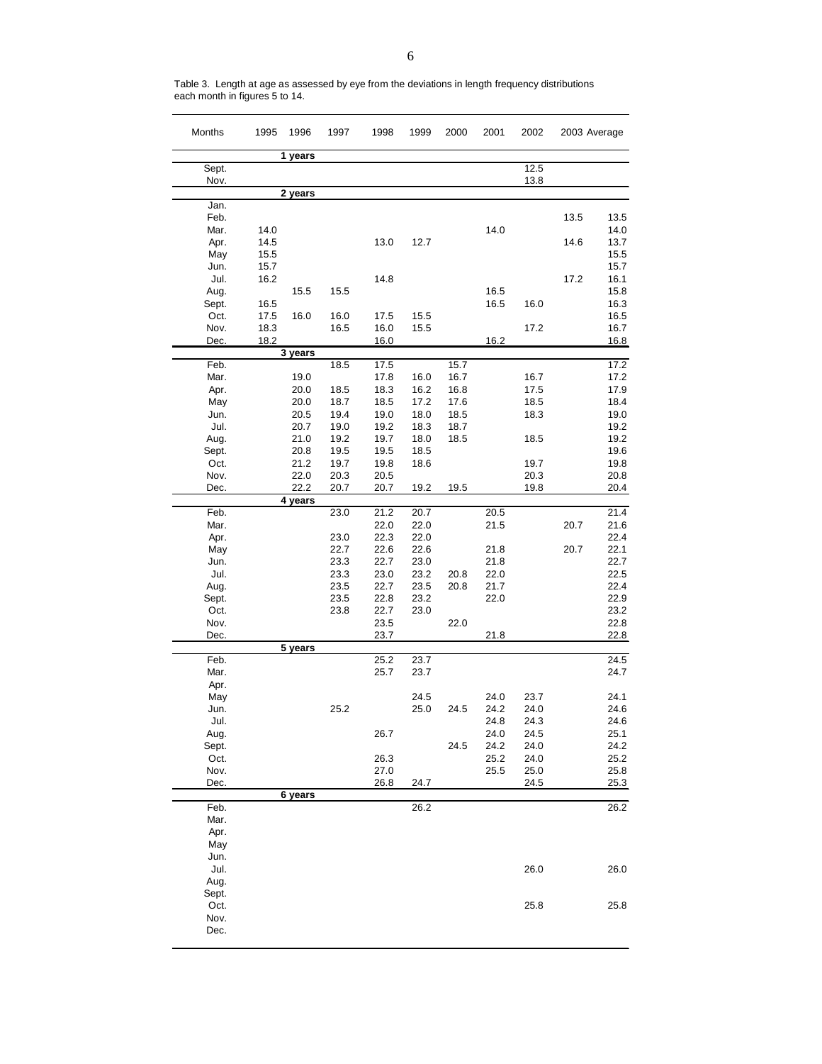Table 3. Length at age as assessed by eye from the deviations in length frequency distributions each month in figures 5 to 14.

| Months | 1995 | 1996 | 1997 | 1998 | 1999 | 2000 | 2001 | 2002 | 2003 | Average |
|---|---|---|---|---|---|---|---|---|---|---|
| | | **1 years** | | | | | | | | |
| Sept. | | | | | | | | 12.5 | | |
| Nov. | | | | | | | | 13.8 | | |
| | | **2 years** | | | | | | | | |
| Jan. | | | | | | | | | | |
| Feb. | | | | | | | | | 13.5 | 13.5 |
| Mar. | 14.0 | | | | | | 14.0 | | | 14.0 |
| Apr. | 14.5 | | | 13.0 | 12.7 | | | | 14.6 | 13.7 |
| May | 15.5 | | | | | | | | | 15.5 |
| Jun. | 15.7 | | | | | | | | | 15.7 |
| Jul. | 16.2 | | | 14.8 | | | | | 17.2 | 16.1 |
| Aug. | | 15.5 | 15.5 | | | | 16.5 | | | 15.8 |
| Sept. | 16.5 | | | | | | 16.5 | 16.0 | | 16.3 |
| Oct. | 17.5 | 16.0 | 16.0 | 17.5 | 15.5 | | | | | 16.5 |
| Nov. | 18.3 | | 16.5 | 16.0 | 15.5 | | | 17.2 | | 16.7 |
| Dec. | 18.2 | | | 16.0 | | | 16.2 | | | 16.8 |
| | | **3 years** | | | | | | | | |
| Feb. | | | 18.5 | 17.5 | | 15.7 | | | | 17.2 |
| Mar. | | 19.0 | | 17.8 | 16.0 | 16.7 | | 16.7 | | 17.2 |
| Apr. | | 20.0 | 18.5 | 18.3 | 16.2 | 16.8 | | 17.5 | | 17.9 |
| May | | 20.0 | 18.7 | 18.5 | 17.2 | 17.6 | | 18.5 | | 18.4 |
| Jun. | | 20.5 | 19.4 | 19.0 | 18.0 | 18.5 | | 18.3 | | 19.0 |
| Jul. | | 20.7 | 19.0 | 19.2 | 18.3 | 18.7 | | | | 19.2 |
| Aug. | | 21.0 | 19.2 | 19.7 | 18.0 | 18.5 | | 18.5 | | 19.2 |
| Sept. | | 20.8 | 19.5 | 19.5 | 18.5 | | | | | 19.6 |
| Oct. | | 21.2 | 19.7 | 19.8 | 18.6 | | | 19.7 | | 19.8 |
| Nov. | | 22.0 | 20.3 | 20.5 | | | | 20.3 | | 20.8 |
| Dec. | | 22.2 | 20.7 | 20.7 | 19.2 | 19.5 | | 19.8 | | 20.4 |
| | | **4 years** | | | | | | | | |
| Feb. | | | 23.0 | 21.2 | 20.7 | | 20.5 | | | 21.4 |
| Mar. | | | | 22.0 | 22.0 | | 21.5 | | 20.7 | 21.6 |
| Apr. | | | 23.0 | 22.3 | 22.0 | | | | | 22.4 |
| May | | | 22.7 | 22.6 | 22.6 | | 21.8 | | 20.7 | 22.1 |
| Jun. | | | 23.3 | 22.7 | 23.0 | | 21.8 | | | 22.7 |
| Jul. | | | 23.3 | 23.0 | 23.2 | 20.8 | 22.0 | | | 22.5 |
| Aug. | | | 23.5 | 22.7 | 23.5 | 20.8 | 21.7 | | | 22.4 |
| Sept. | | | 23.5 | 22.8 | 23.2 | | 22.0 | | | 22.9 |
| Oct. | | | 23.8 | 22.7 | 23.0 | | | | | 23.2 |
| Nov. | | | | 23.5 | | 22.0 | | | | 22.8 |
| Dec. | | | | 23.7 | | | 21.8 | | | 22.8 |
| | | **5 years** | | | | | | | | |
| Feb. | | | | 25.2 | 23.7 | | | | | 24.5 |
| Mar. | | | | 25.7 | 23.7 | | | | | 24.7 |
| Apr. | | | | | | | | | | |
| May | | | | | 24.5 | | 24.0 | 23.7 | | 24.1 |
| Jun. | | | 25.2 | | 25.0 | 24.5 | 24.2 | 24.0 | | 24.6 |
| Jul. | | | | | | | 24.8 | 24.3 | | 24.6 |
| Aug. | | | | 26.7 | | | 24.0 | 24.5 | | 25.1 |
| Sept. | | | | | | 24.5 | 24.2 | 24.0 | | 24.2 |
| Oct. | | | | 26.3 | | | 25.2 | 24.0 | | 25.2 |
| Nov. | | | | 27.0 | | | 25.5 | 25.0 | | 25.8 |
| Dec. | | | | 26.8 | 24.7 | | | 24.5 | | 25.3 |
| | | **6 years** | | | | | | | | |
| Feb. | | | | | 26.2 | | | | | 26.2 |
| Mar. | | | | | | | | | | |
| Apr. | | | | | | | | | | |
| May | | | | | | | | | | |
| Jun. | | | | | | | | | | |
| Jul. | | | | | | | | 26.0 | | 26.0 |
| Aug. | | | | | | | | | | |
| Sept. | | | | | | | | | | |
| Oct. | | | | | | | | 25.8 | | 25.8 |
| Nov. | | | | | | | | | | |
| Dec. | | | | | | | | | | |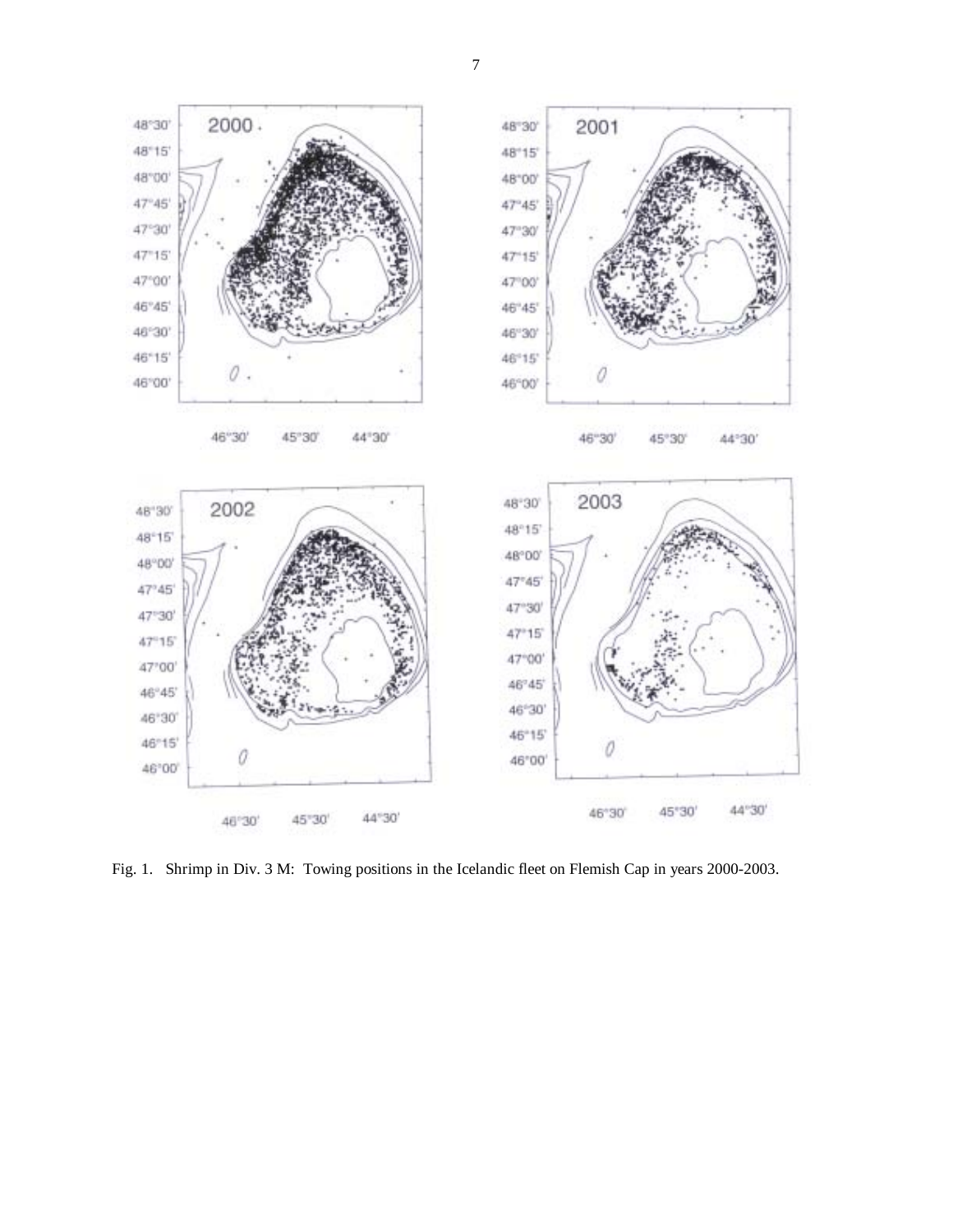Fig. 1. Shrimp in Div. 3 M: Towing positions in the Icelandic fleet on Flemish Cap in years 2000-2003.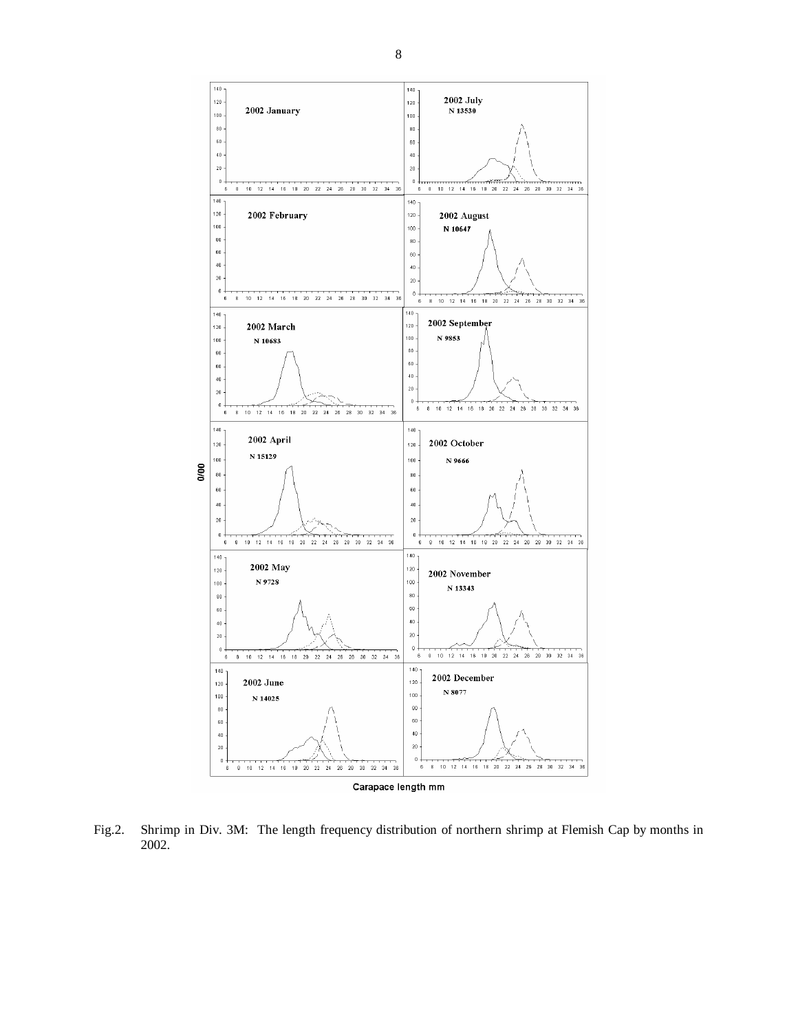Fig.2. Shrimp in Div. 3M: The length frequency distribution of northern shrimp at Flemish Cap by months in 2002.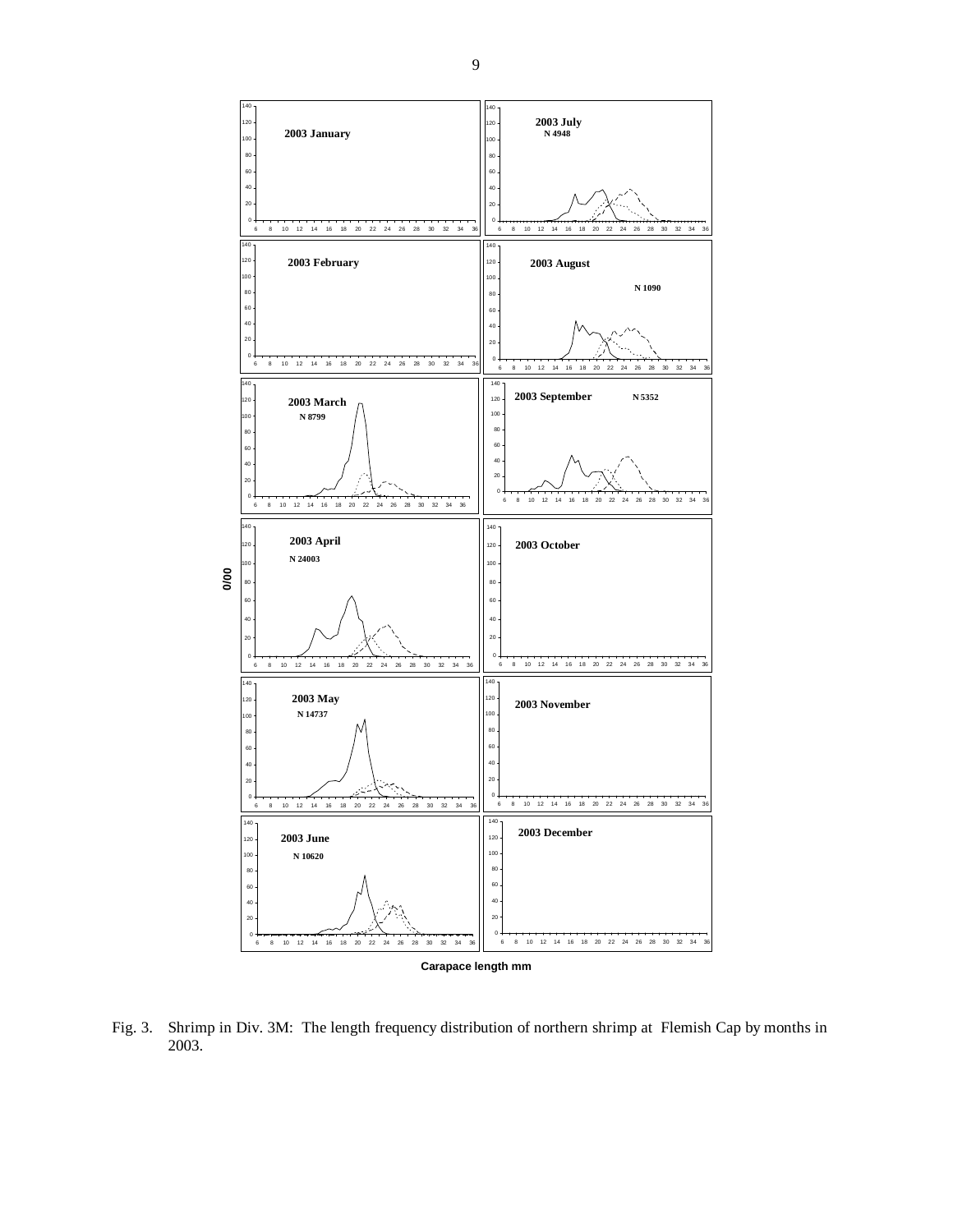Fig. 3. Shrimp in Div. 3M: The length frequency distribution of northern shrimp at Flemish Cap by months in 2003.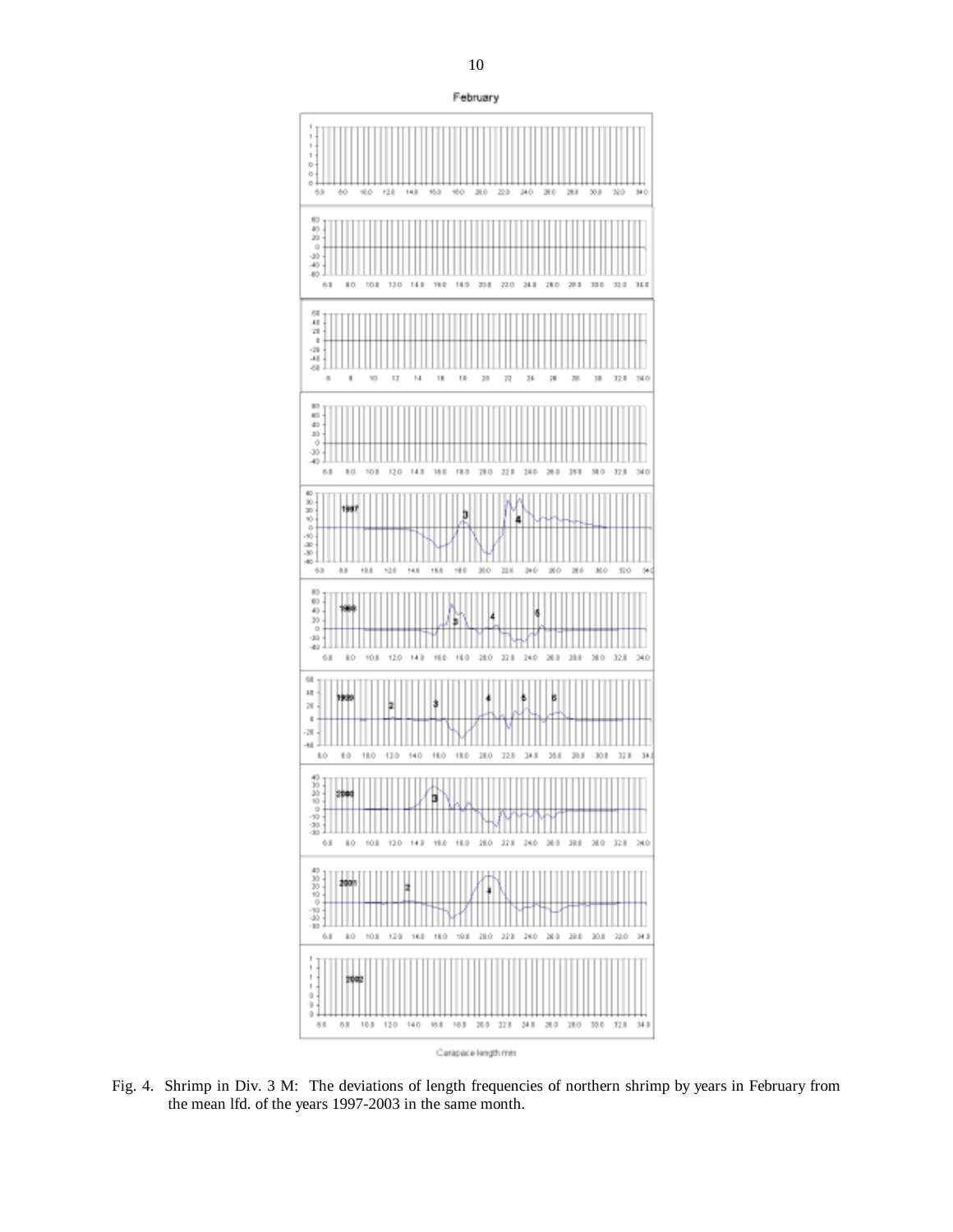Fig. 4. Shrimp in Div. 3 M: The deviations of length frequencies of northern shrimp by years in February from the mean lfd. of the years 1997-2003 in the same month.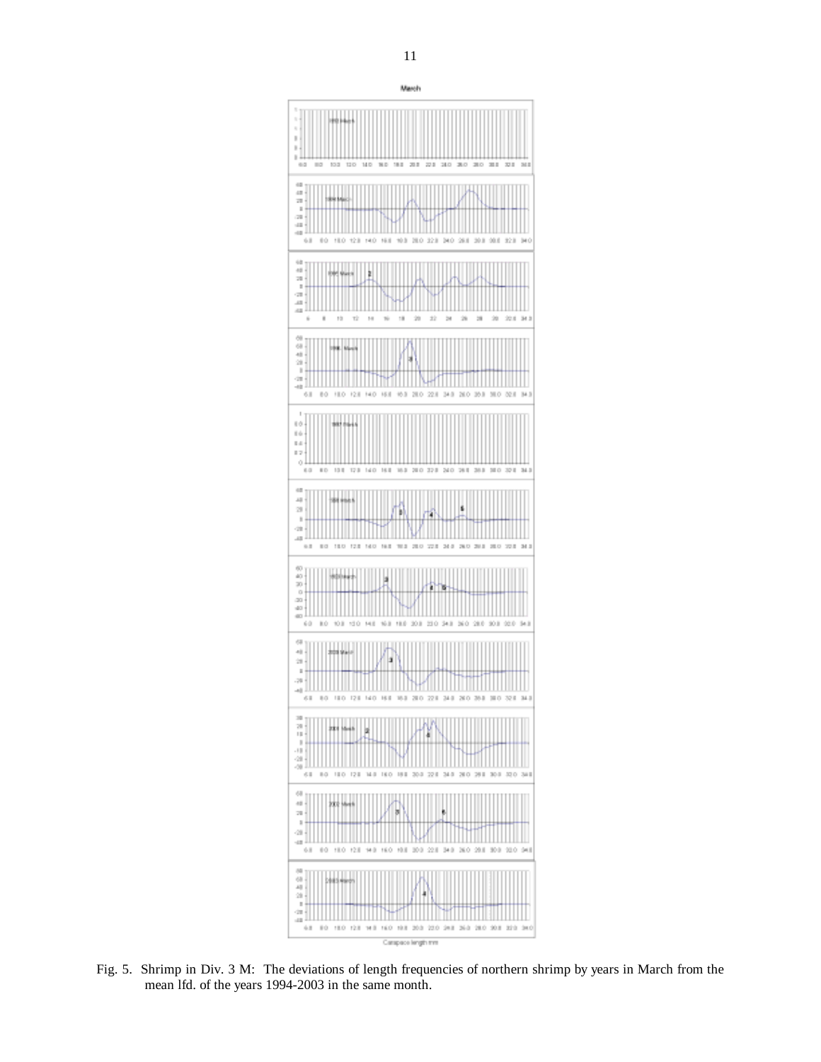Fig. 5. Shrimp in Div. 3 M: The deviations of length frequencies of northern shrimp by years in March from the mean lfd. of the years 1994-2003 in the same month.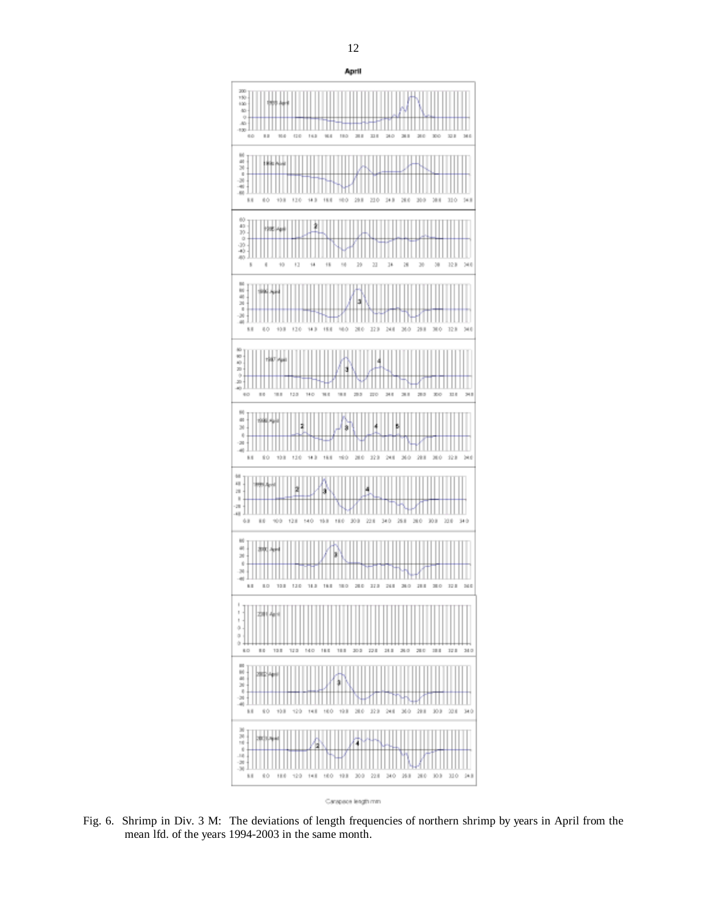Fig. 6. Shrimp in Div. 3 M: The deviations of length frequencies of northern shrimp by years in April from the mean lfd. of the years 1994-2003 in the same month.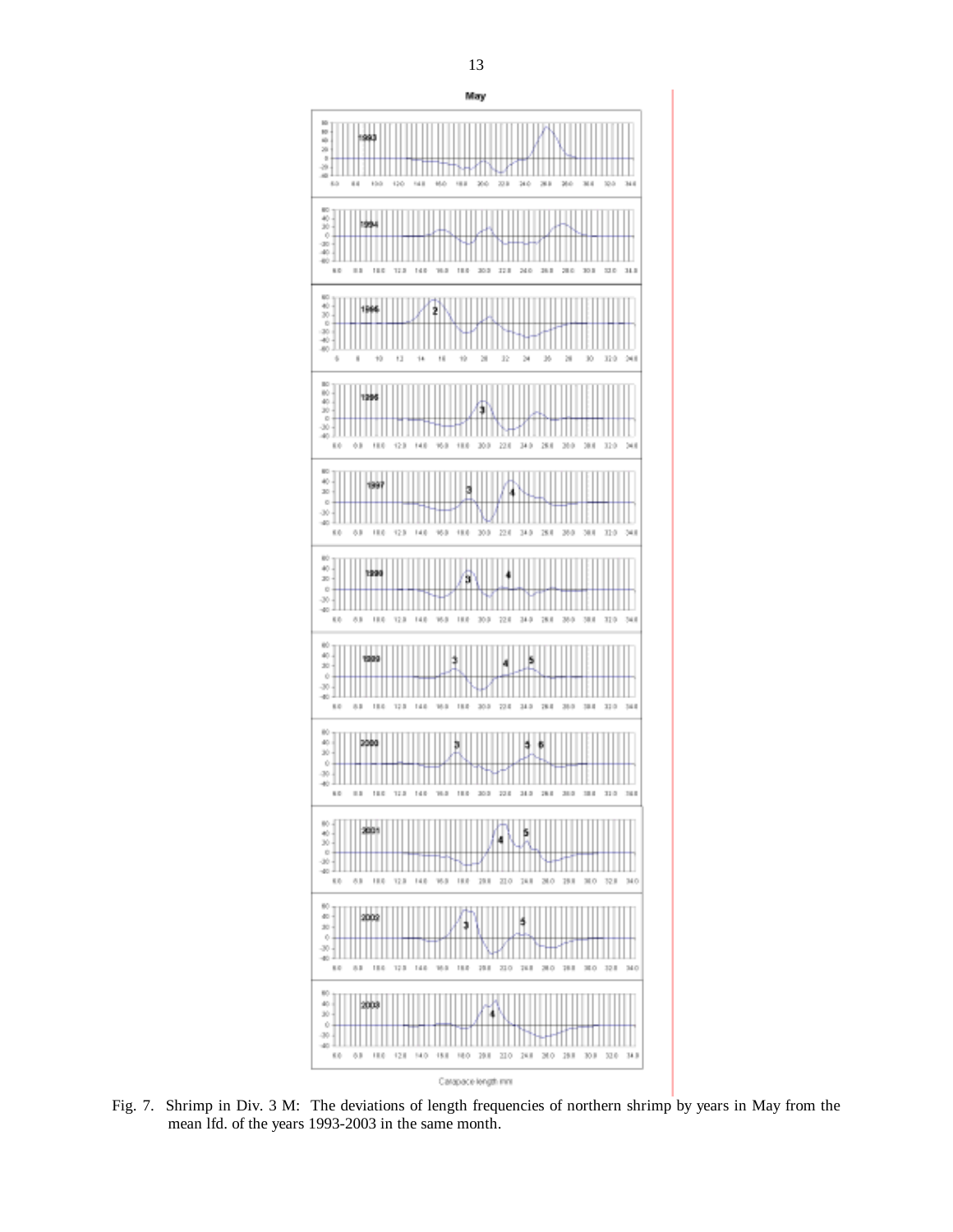Fig. 7. Shrimp in Div. 3 M: The deviations of length frequencies of northern shrimp by years in May from the mean lfd. of the years 1993-2003 in the same month.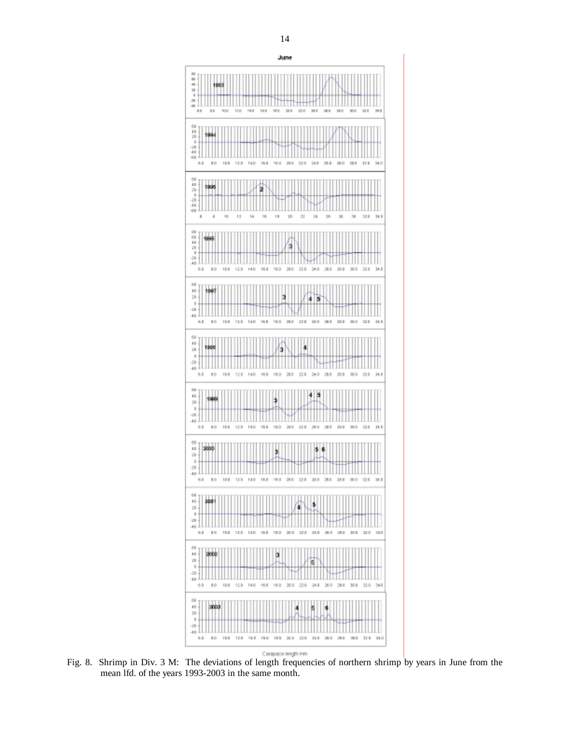Fig. 8. Shrimp in Div. 3 M: The deviations of length frequencies of northern shrimp by years in June from the mean lfd. of the years 1993-2003 in the same month.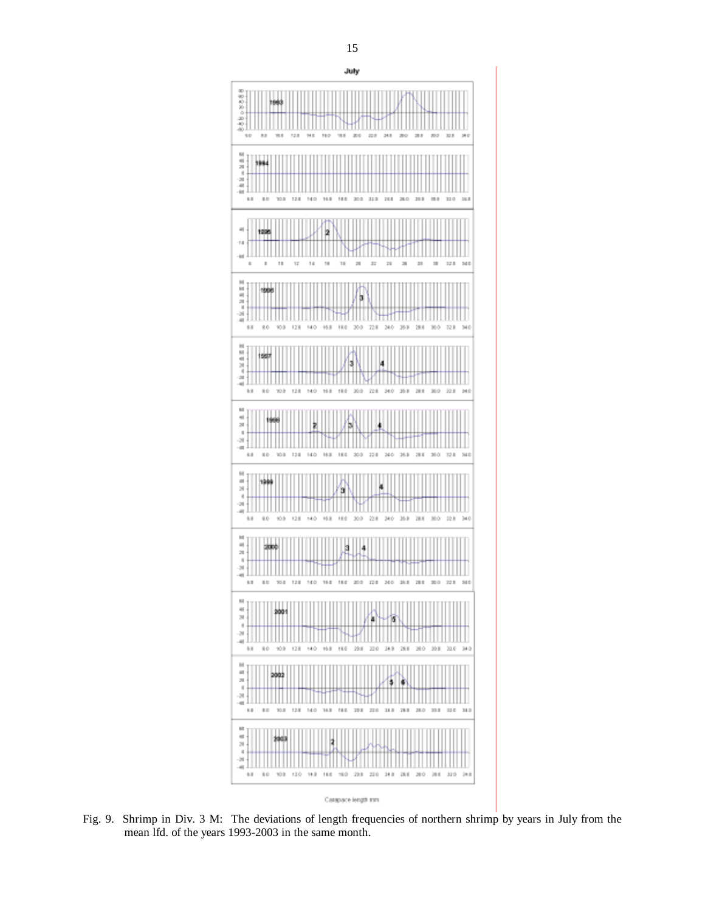Fig. 9. Shrimp in Div. 3 M: The deviations of length frequencies of northern shrimp by years in July from the mean lfd. of the years 1993-2003 in the same month.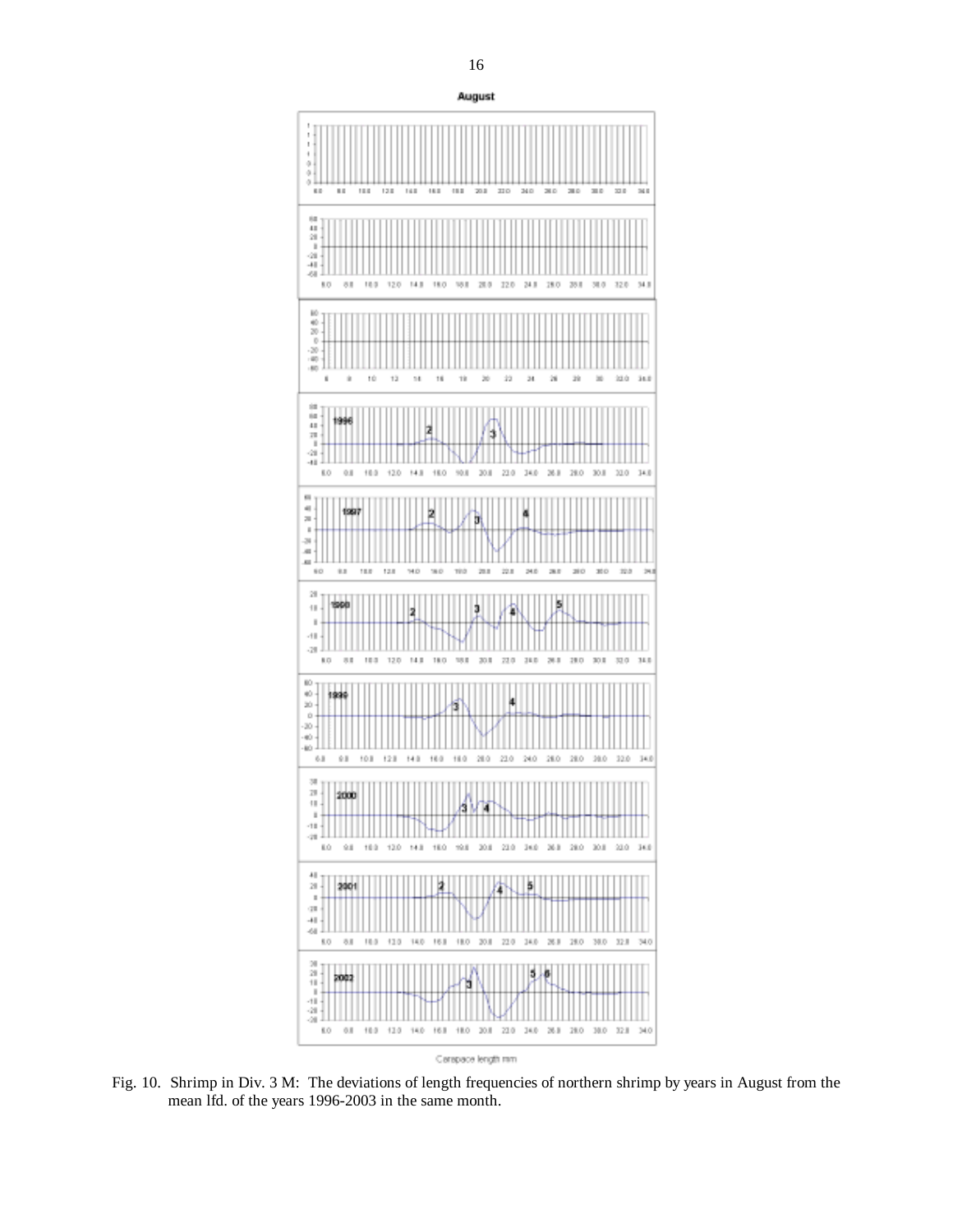Fig. 10. Shrimp in Div. 3 M: The deviations of length frequencies of northern shrimp by years in August from the mean lfd. of the years 1996-2003 in the same month.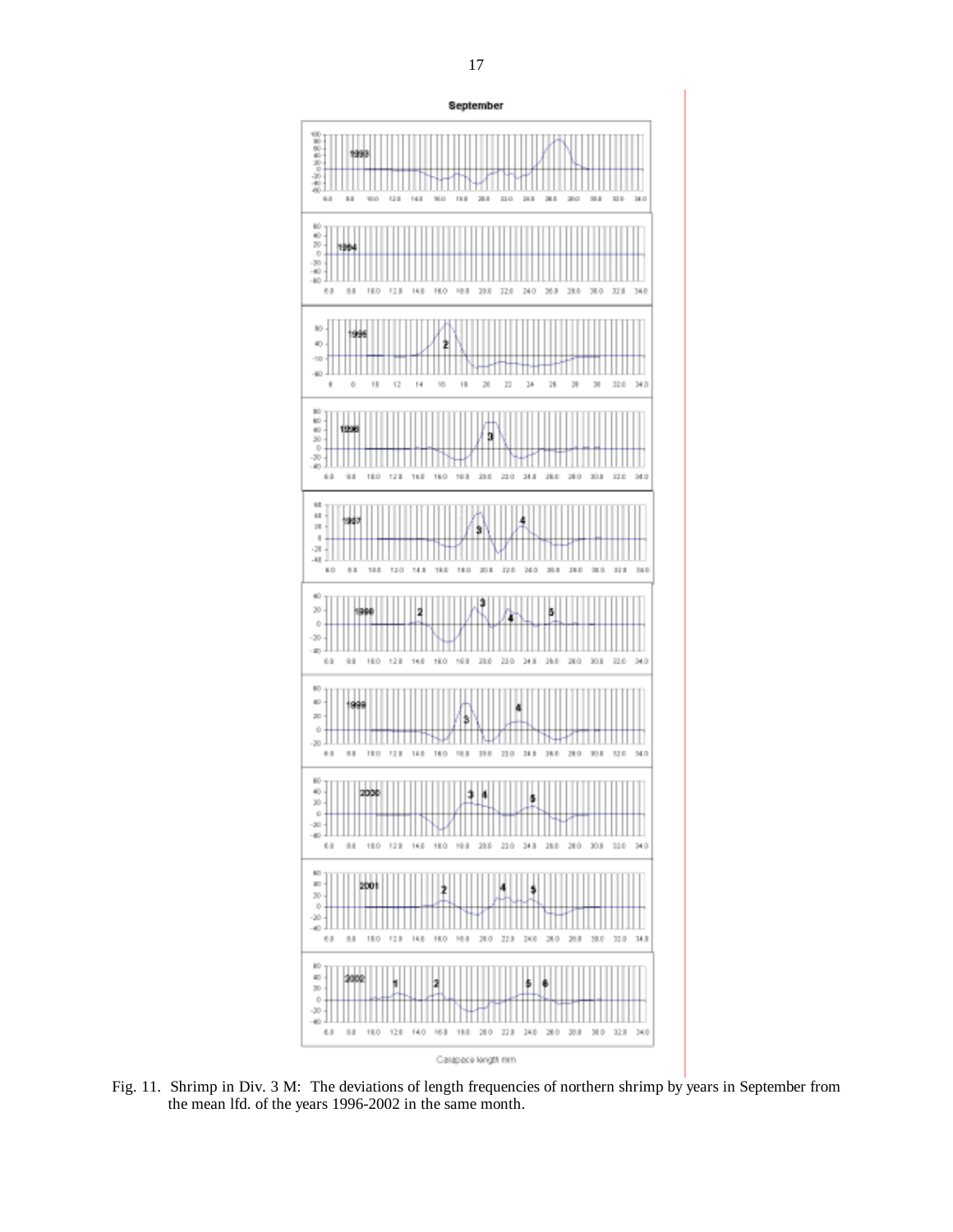Fig. 11. Shrimp in Div. 3 M: The deviations of length frequencies of northern shrimp by years in September from the mean lfd. of the years 1996-2002 in the same month.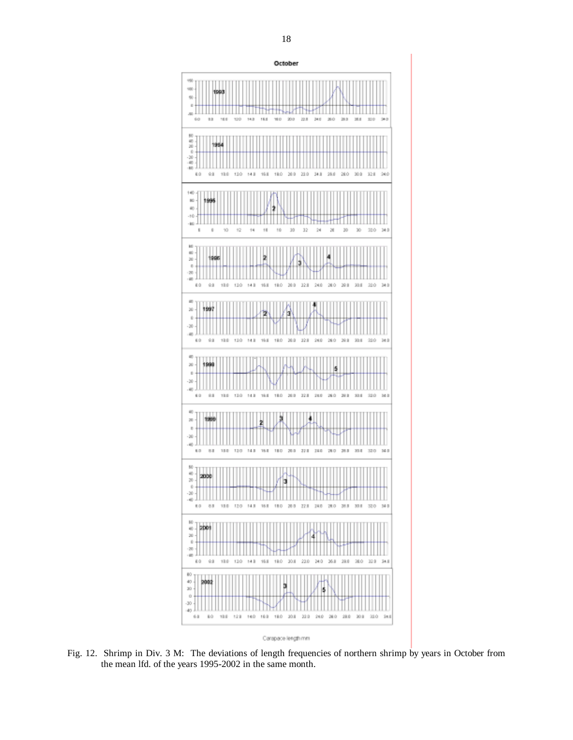Fig. 12. Shrimp in Div. 3 M: The deviations of length frequencies of northern shrimp by years in October from the mean lfd. of the years 1995-2002 in the same month.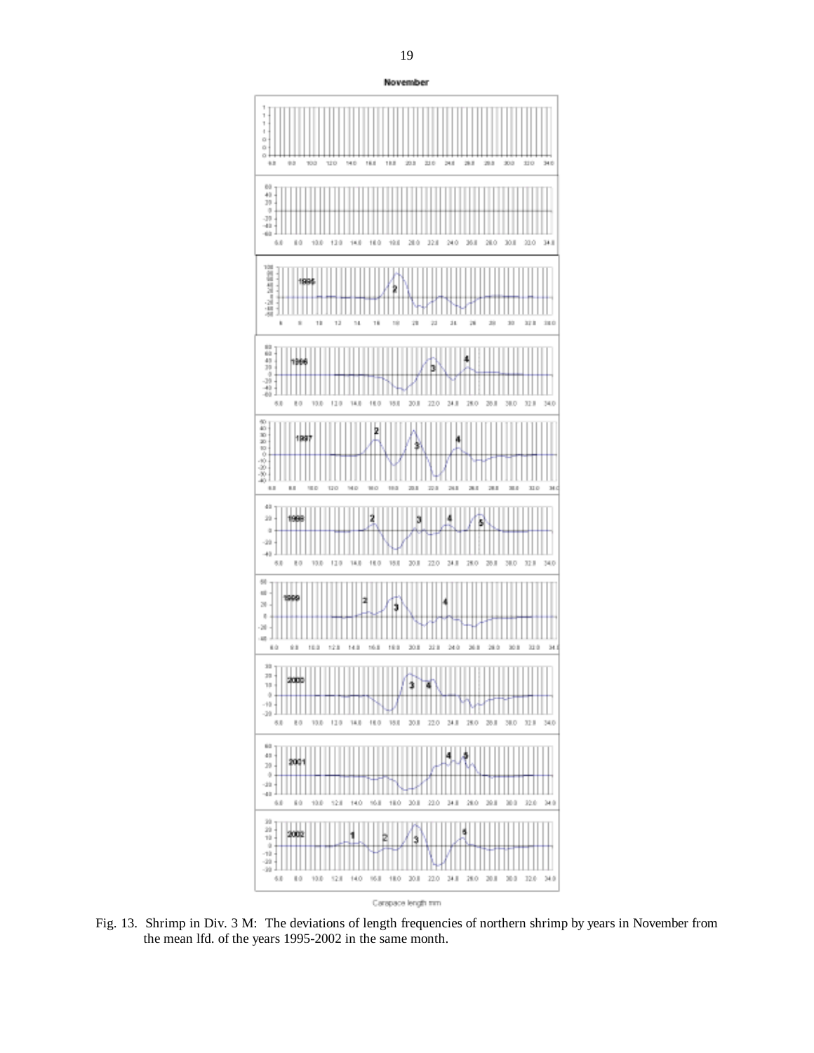Fig. 13. Shrimp in Div. 3 M: The deviations of length frequencies of northern shrimp by years in November from the mean lfd. of the years 1995-2002 in the same month.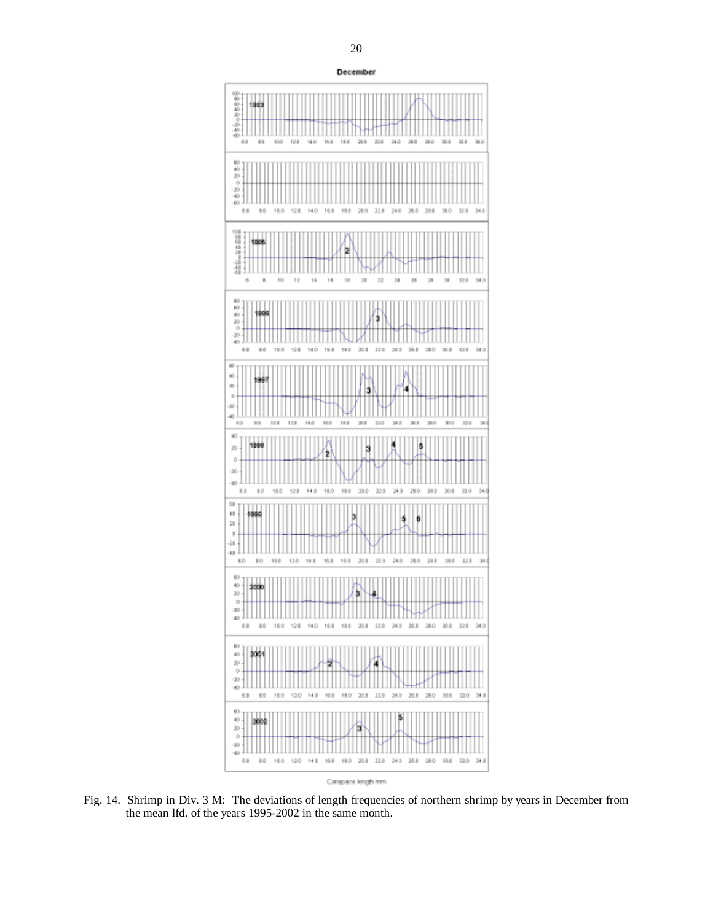December

1993

1995

2

1996

3

1997

3

4

1998

2

3

4

5

1999

3

5

6

2000

3

4

2001

2

4

2002

3

5

Carapace length mm

Fig. 14. Shrimp in Div. 3 M: The deviations of length frequencies of northern shrimp by years in December from the mean lfd. of the years 1995-2002 in the same month.